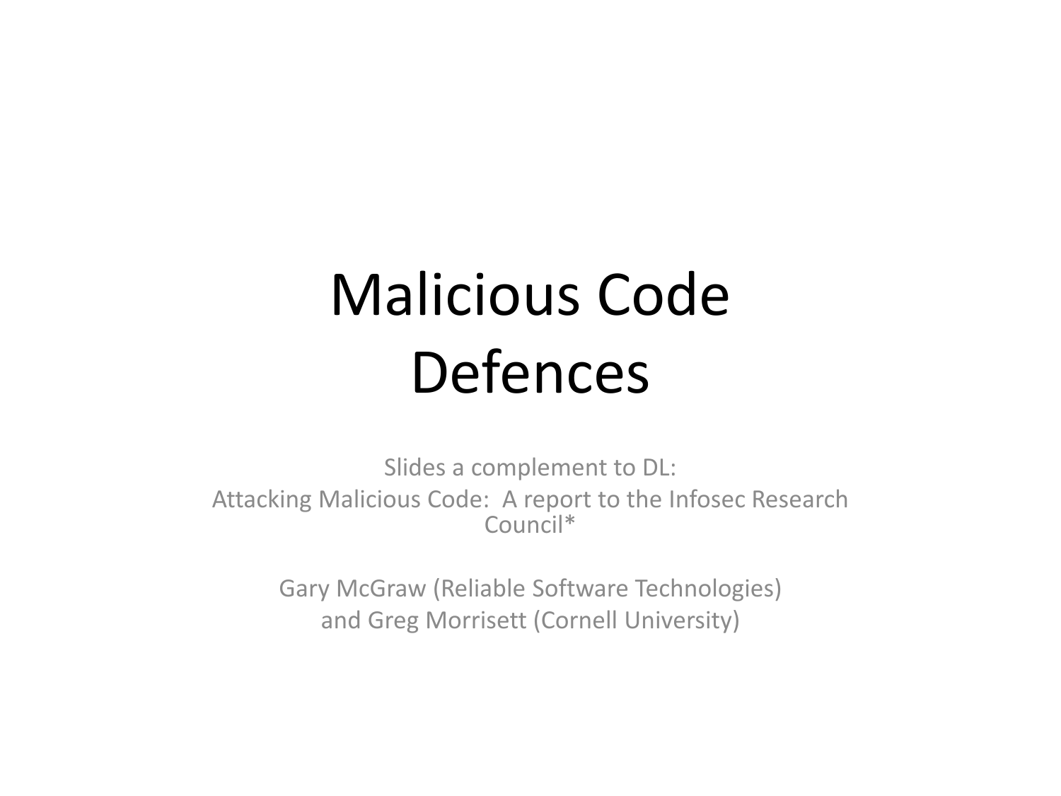# Malicious Code Defences

Slides a complement to DL:
Attacking Malicious Code: A report to the Infosec Research Council*

Gary McGraw (Reliable Software Technologies) and Greg Morrisett (Cornell University)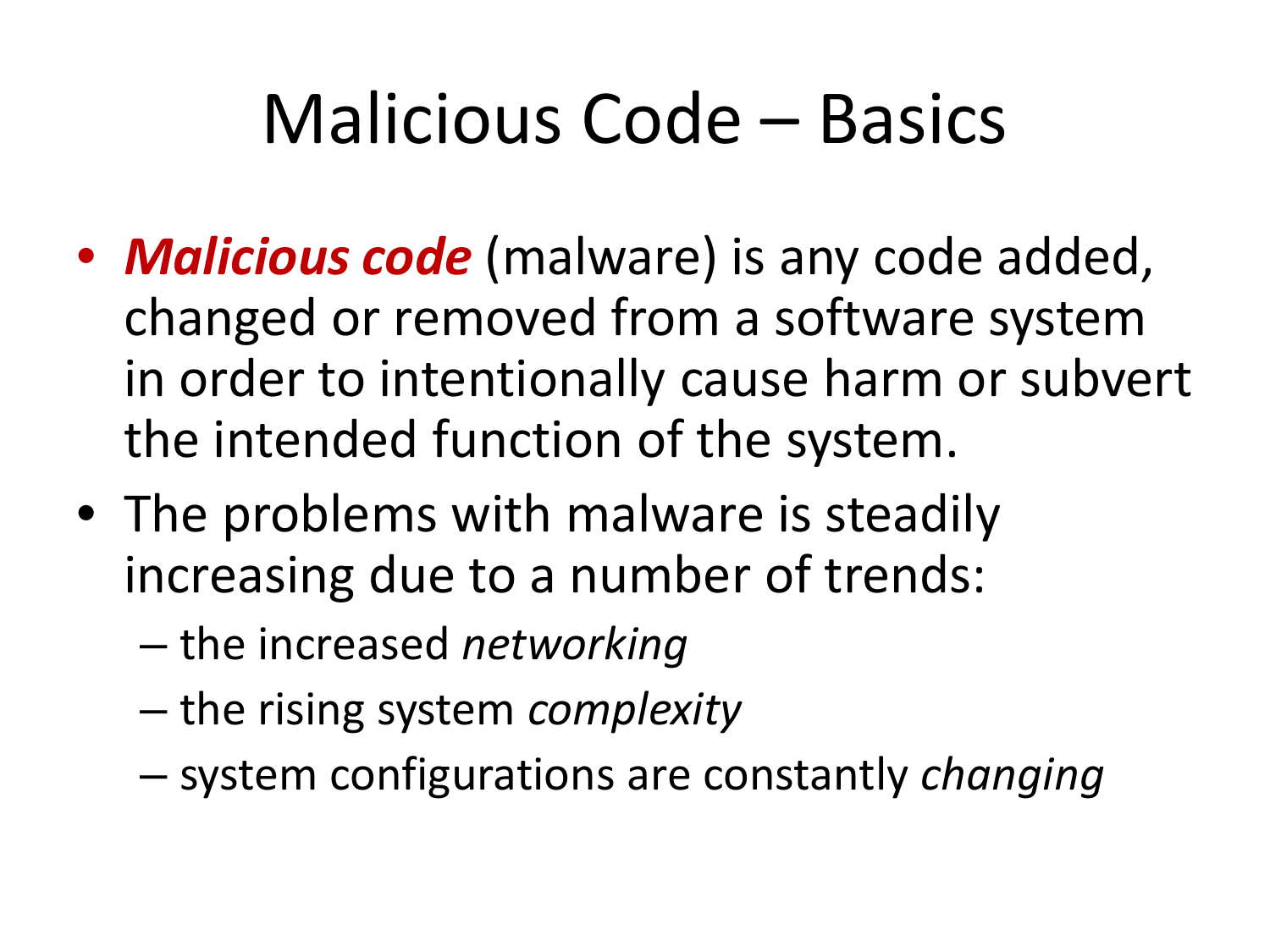# Malicious Code – Basics

- ***Malicious code*** (malware) is any code added, changed or removed from a software system in order to intentionally cause harm or subvert the intended function of the system.
- The problems with malware is steadily increasing due to a number of trends:
  - the increased *networking*
  - the rising system *complexity*
  - system configurations are constantly *changing*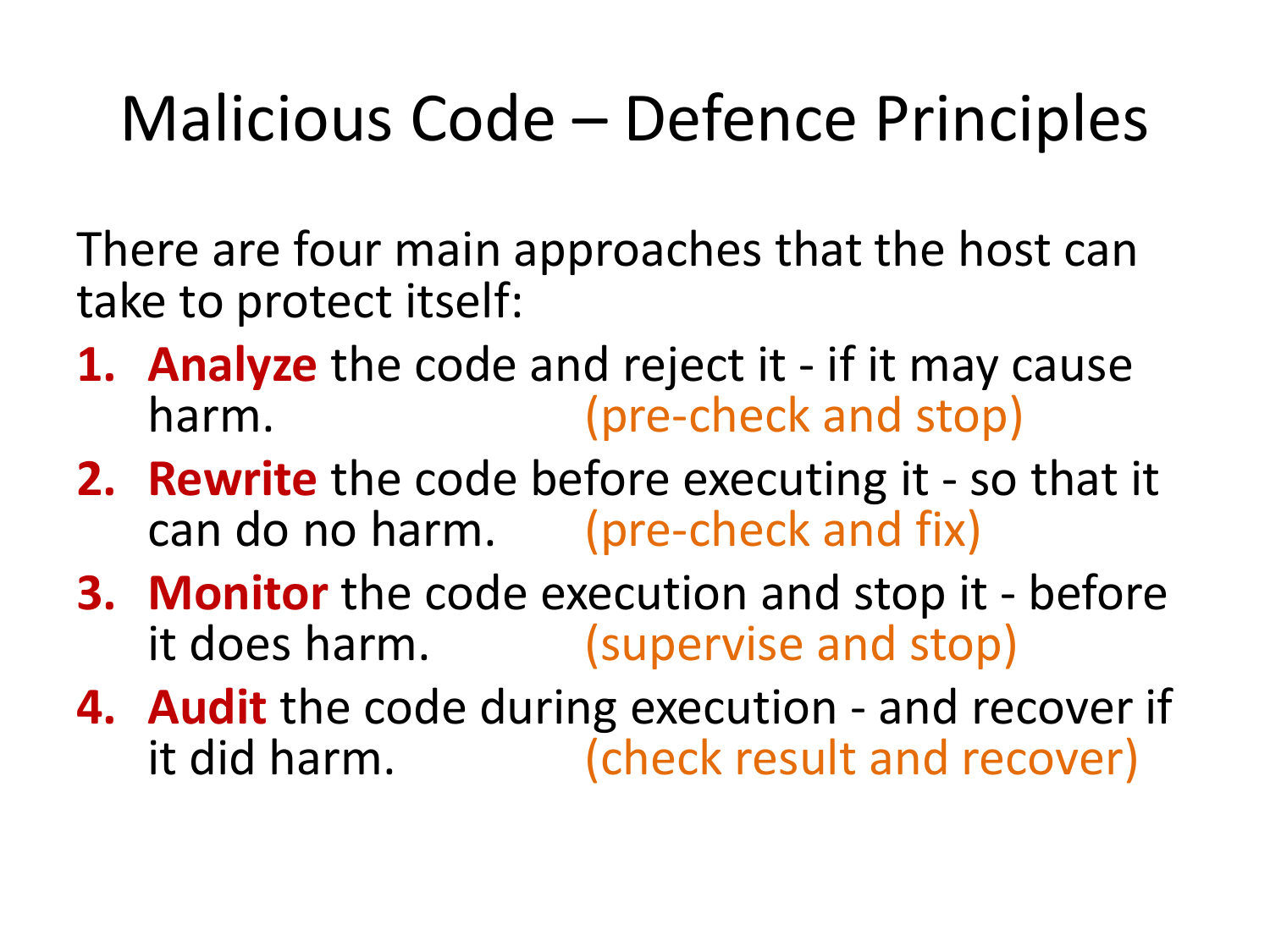# Malicious Code – Defence Principles

There are four main approaches that the host can take to protect itself:

1. **Analyze** the code and reject it - if it may cause harm. (pre-check and stop)
2. **Rewrite** the code before executing it - so that it can do no harm. (pre-check and fix)
3. **Monitor** the code execution and stop it - before it does harm. (supervise and stop)
4. **Audit** the code during execution - and recover if it did harm. (check result and recover)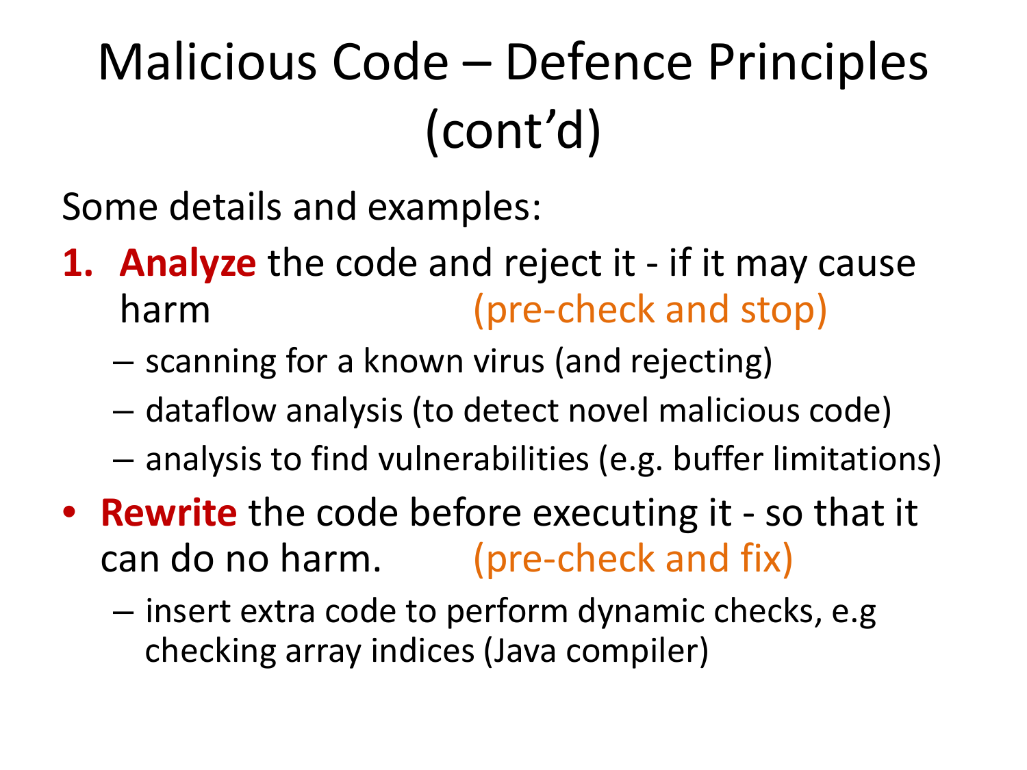# Malicious Code – Defence Principles (cont'd)

Some details and examples:

1. **Analyze** the code and reject it - if it may cause harm (pre-check and stop)
   - scanning for a known virus (and rejecting)
   - dataflow analysis (to detect novel malicious code)
   - analysis to find vulnerabilities (e.g. buffer limitations)

- **Rewrite** the code before executing it - so that it can do no harm. (pre-check and fix)
  - insert extra code to perform dynamic checks, e.g checking array indices (Java compiler)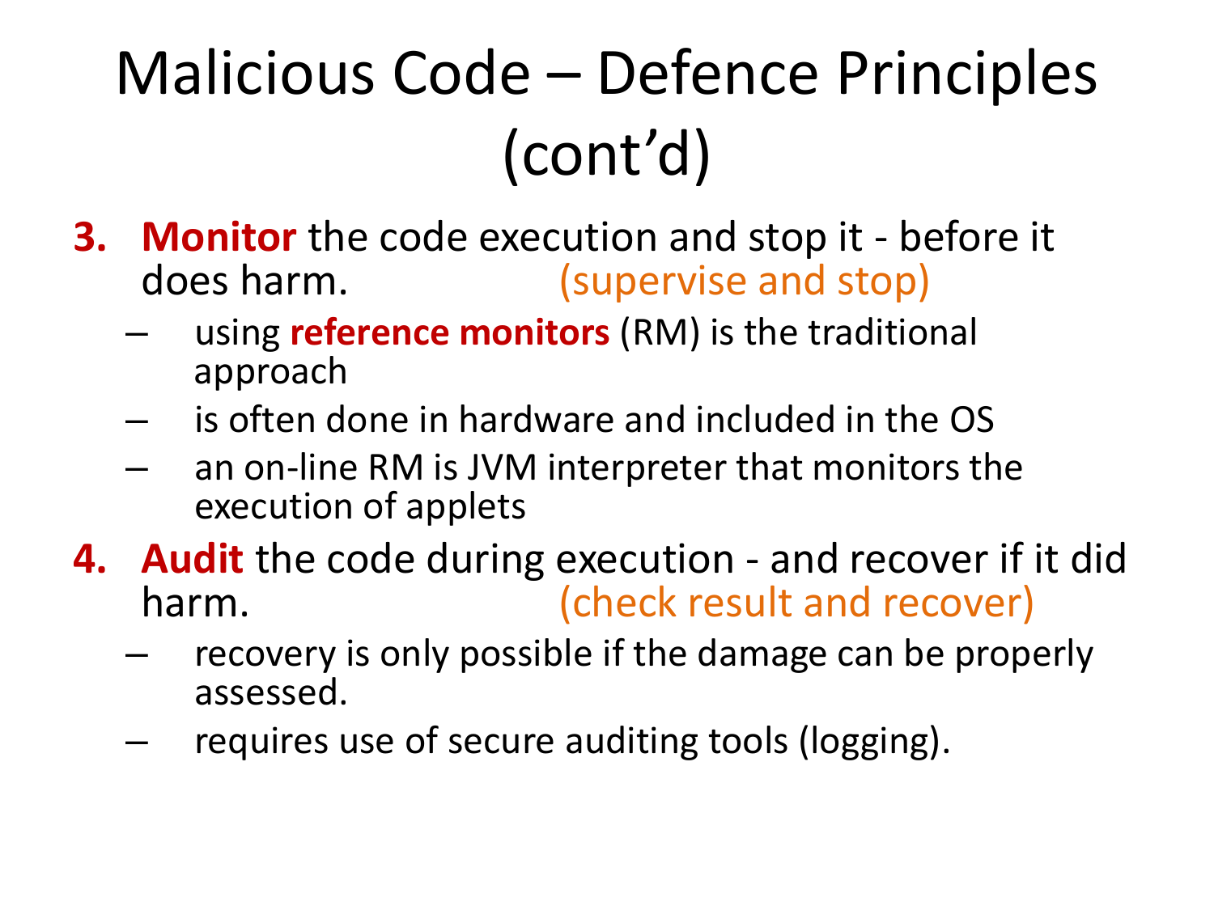# Malicious Code – Defence Principles (cont'd)

3. **Monitor** the code execution and stop it - before it does harm. (supervise and stop)
   - using **reference monitors** (RM) is the traditional approach
   - is often done in hardware and included in the OS
   - an on-line RM is JVM interpreter that monitors the execution of applets
4. **Audit** the code during execution - and recover if it did harm. (check result and recover)
   - recovery is only possible if the damage can be properly assessed.
   - requires use of secure auditing tools (logging).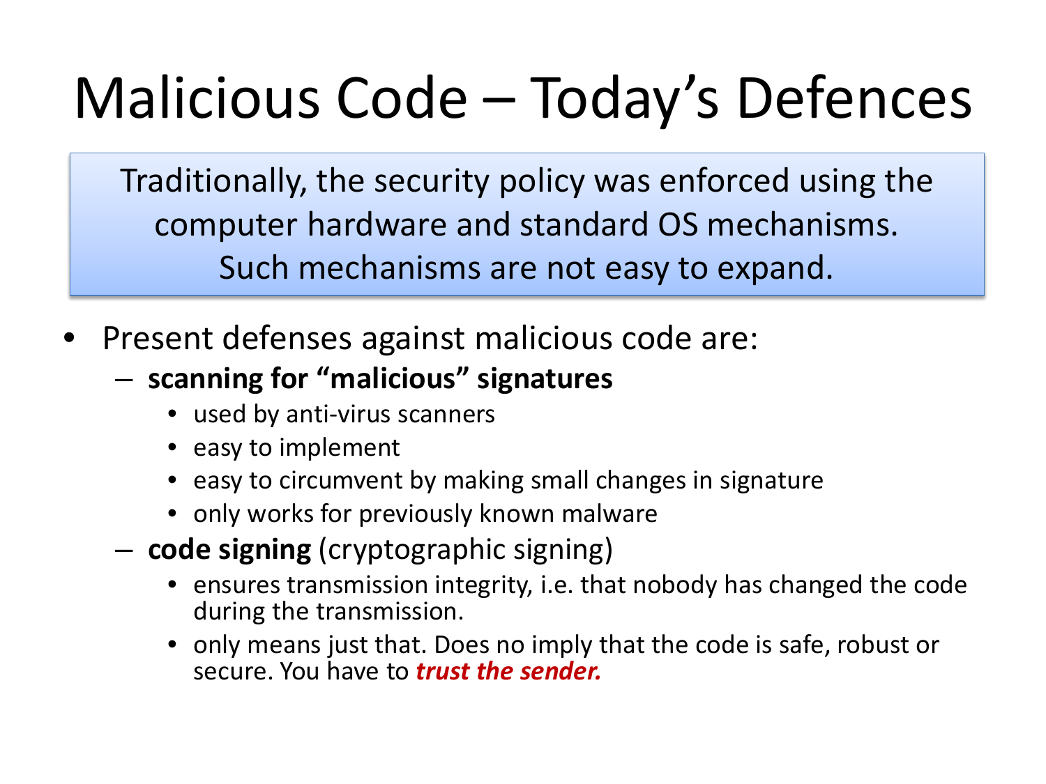# Malicious Code – Today's Defences

Traditionally, the security policy was enforced using the computer hardware and standard OS mechanisms. Such mechanisms are not easy to expand.

- Present defenses against malicious code are:
  - **scanning for "malicious" signatures**
    - used by anti-virus scanners
    - easy to implement
    - easy to circumvent by making small changes in signature
    - only works for previously known malware
  - **code signing** (cryptographic signing)
    - ensures transmission integrity, i.e. that nobody has changed the code during the transmission.
    - only means just that. Does no imply that the code is safe, robust or secure. You have to ***trust the sender.***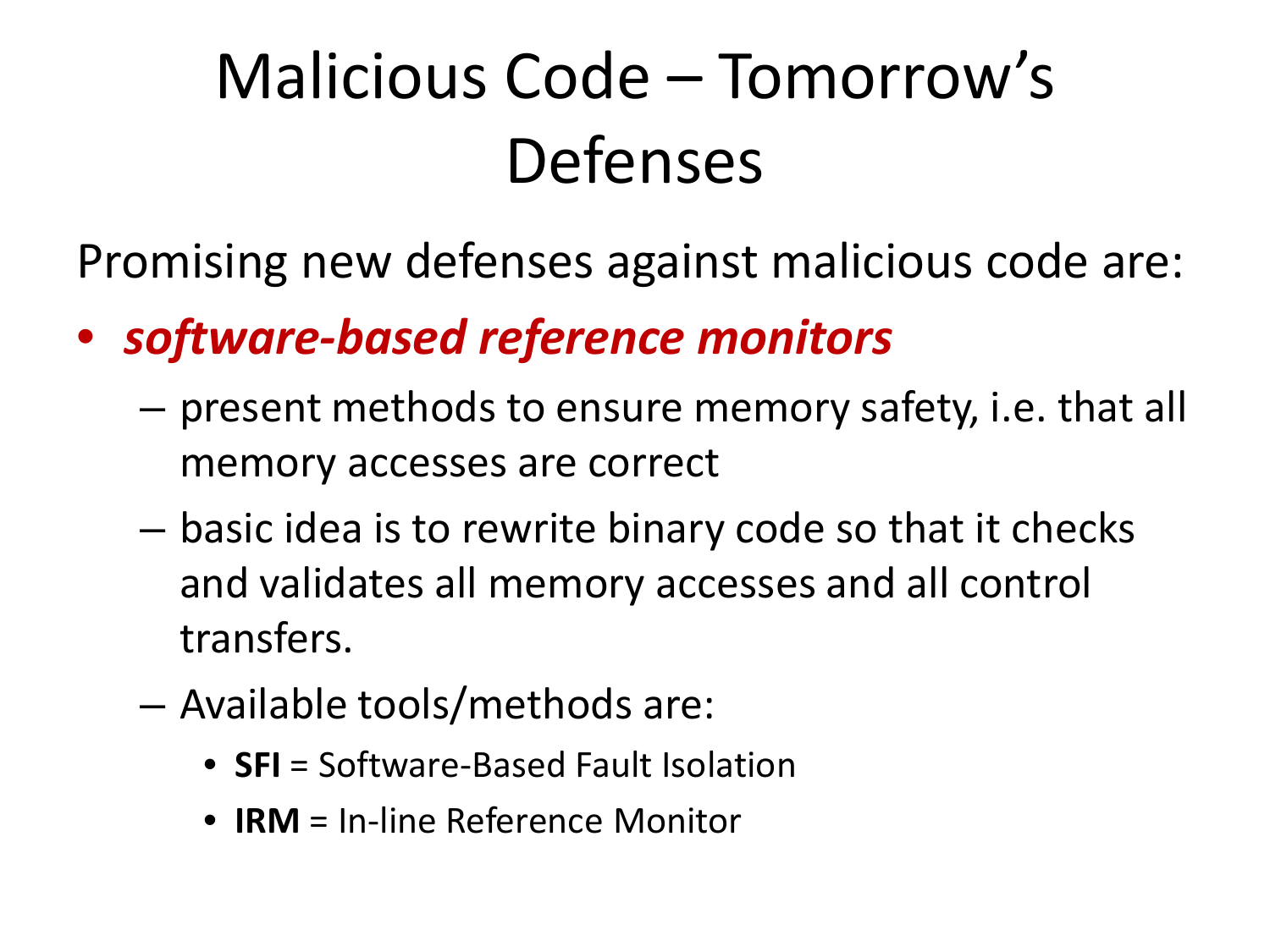# Malicious Code – Tomorrow's Defenses

Promising new defenses against malicious code are:

- ***software-based reference monitors***
  - present methods to ensure memory safety, i.e. that all memory accesses are correct
  - basic idea is to rewrite binary code so that it checks and validates all memory accesses and all control transfers.
  - Available tools/methods are:
    - **SFI** = Software-Based Fault Isolation
    - **IRM** = In-line Reference Monitor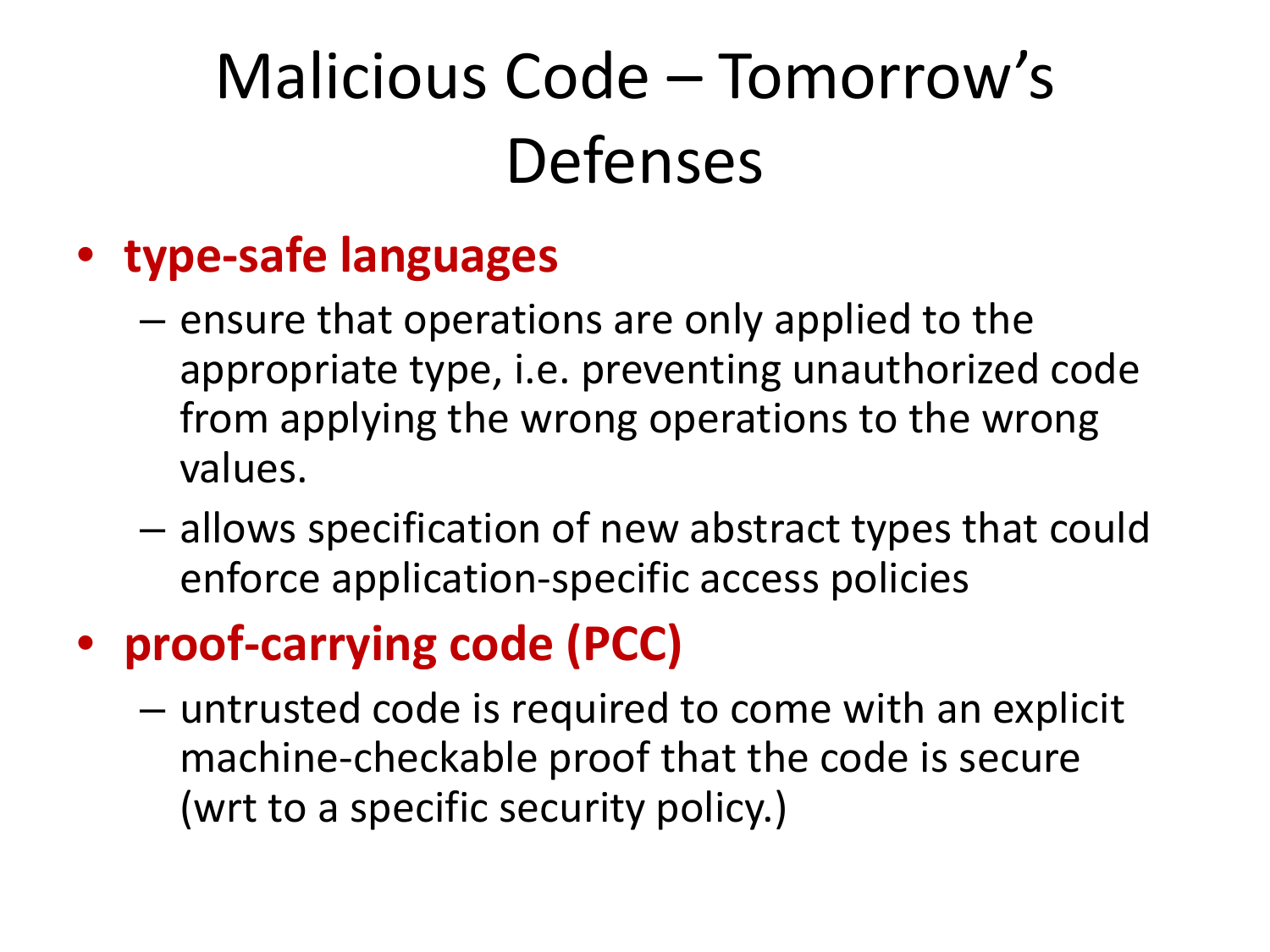# Malicious Code – Tomorrow's Defenses

- **type-safe languages**
  - ensure that operations are only applied to the appropriate type, i.e. preventing unauthorized code from applying the wrong operations to the wrong values.
  - allows specification of new abstract types that could enforce application-specific access policies
- **proof-carrying code (PCC)**
  - untrusted code is required to come with an explicit machine-checkable proof that the code is secure (wrt to a specific security policy.)